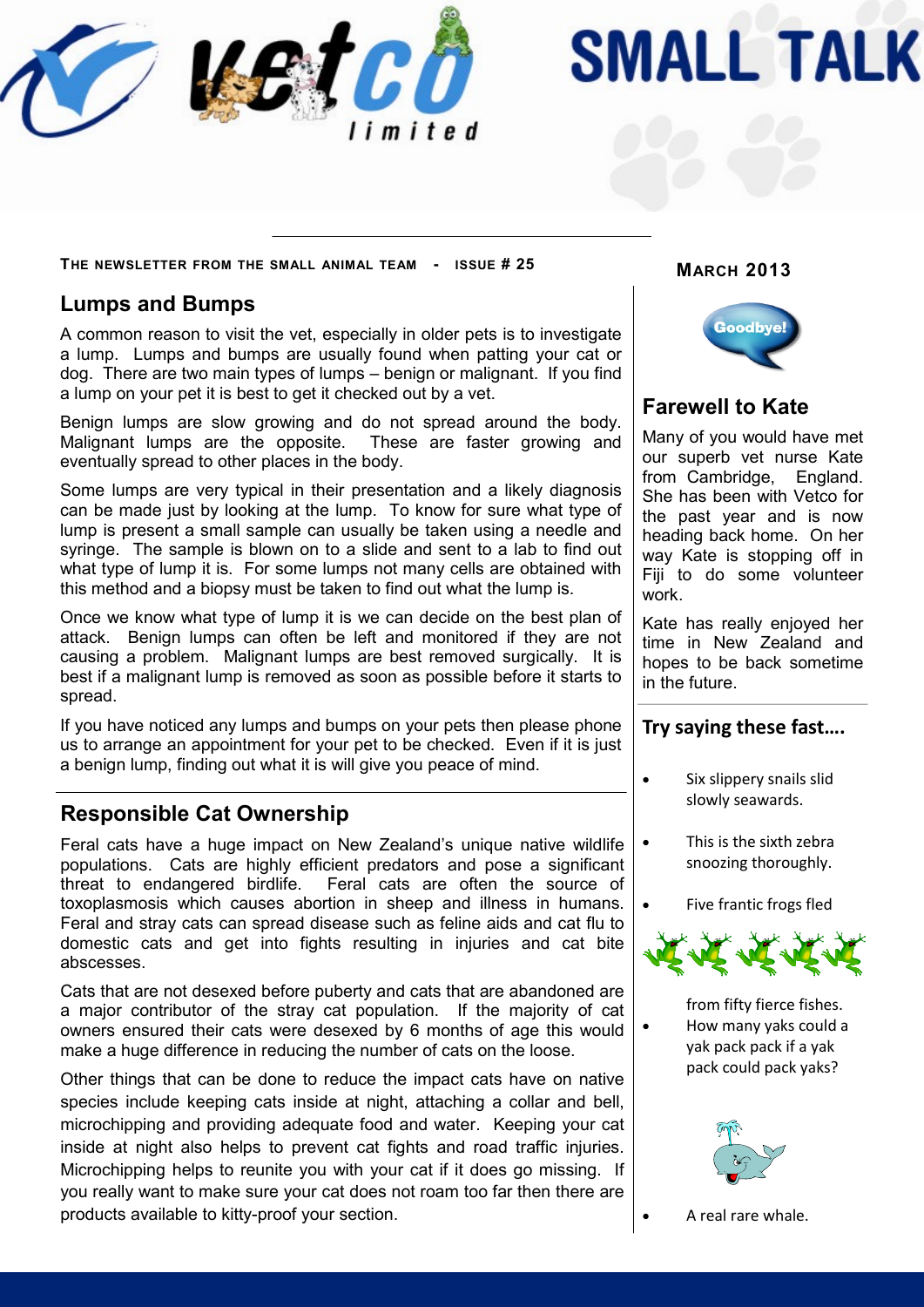# SMALL TALK

**THE NEWSLETTER FROM THE SMALL ANIMAL TEAM - ISSUE # 25**

**MARCH 2013**

## Lumps and Bumps

A common reason to visit the vet, especially in older pets is to investigate a lump. Lumps and bumps are usually found when patting your cat or dog. There are two main types of lumps – benign or malignant. If you find a lump on your pet it is best to get it checked out by a vet.

Benign lumps are slow growing and do not spread around the body. Malignant lumps are the opposite. These are faster growing and eventually spread to other places in the body.

Some lumps are very typical in their presentation and a likely diagnosis can be made just by looking at the lump. To know for sure what type of lump is present a small sample can usually be taken using a needle and syringe. The sample is blown on to a slide and sent to a lab to find out what type of lump it is. For some lumps not many cells are obtained with this method and a biopsy must be taken to find out what the lump is.

Once we know what type of lump it is we can decide on the best plan of attack. Benign lumps can often be left and monitored if they are not causing a problem. Malignant lumps are best removed surgically. It is best if a malignant lump is removed as soon as possible before it starts to spread.

If you have noticed any lumps and bumps on your pets then please phone us to arrange an appointment for your pet to be checked. Even if it is just a benign lump, finding out what it is will give you peace of mind.

## Responsible Cat Ownership

Feral cats have a huge impact on New Zealand's unique native wildlife populations. Cats are highly efficient predators and pose a significant threat to endangered birdlife. Feral cats are often the source of toxoplasmosis which causes abortion in sheep and illness in humans. Feral and stray cats can spread disease such as feline aids and cat flu to domestic cats and get into fights resulting in injuries and cat bite abscesses.

Cats that are not desexed before puberty and cats that are abandoned are a major contributor of the stray cat population. If the majority of cat owners ensured their cats were desexed by 6 months of age this would make a huge difference in reducing the number of cats on the loose.

Other things that can be done to reduce the impact cats have on native species include keeping cats inside at night, attaching a collar and bell, microchipping and providing adequate food and water. Keeping your cat inside at night also helps to prevent cat fights and road traffic injuries. Microchipping helps to reunite you with your cat if it does go missing. If you really want to make sure your cat does not roam too far then there are products available to kitty-proof your section.

Goodbye!

## Farewell to Kate

Many of you would have met our superb vet nurse Kate from Cambridge, England. She has been with Vetco for the past year and is now heading back home. On her way Kate is stopping off in Fiji to do some volunteer work.

Kate has really enjoyed her time in New Zealand and hopes to be back sometime in the future.

## Try saying these fast….

- Six slippery snails slid slowly seawards.
- This is the sixth zebra snoozing thoroughly.
- Five frantic frogs fled from fifty fierce fishes.
- How many yaks could a yak pack pack if a yak pack could pack yaks?
- A real rare whale.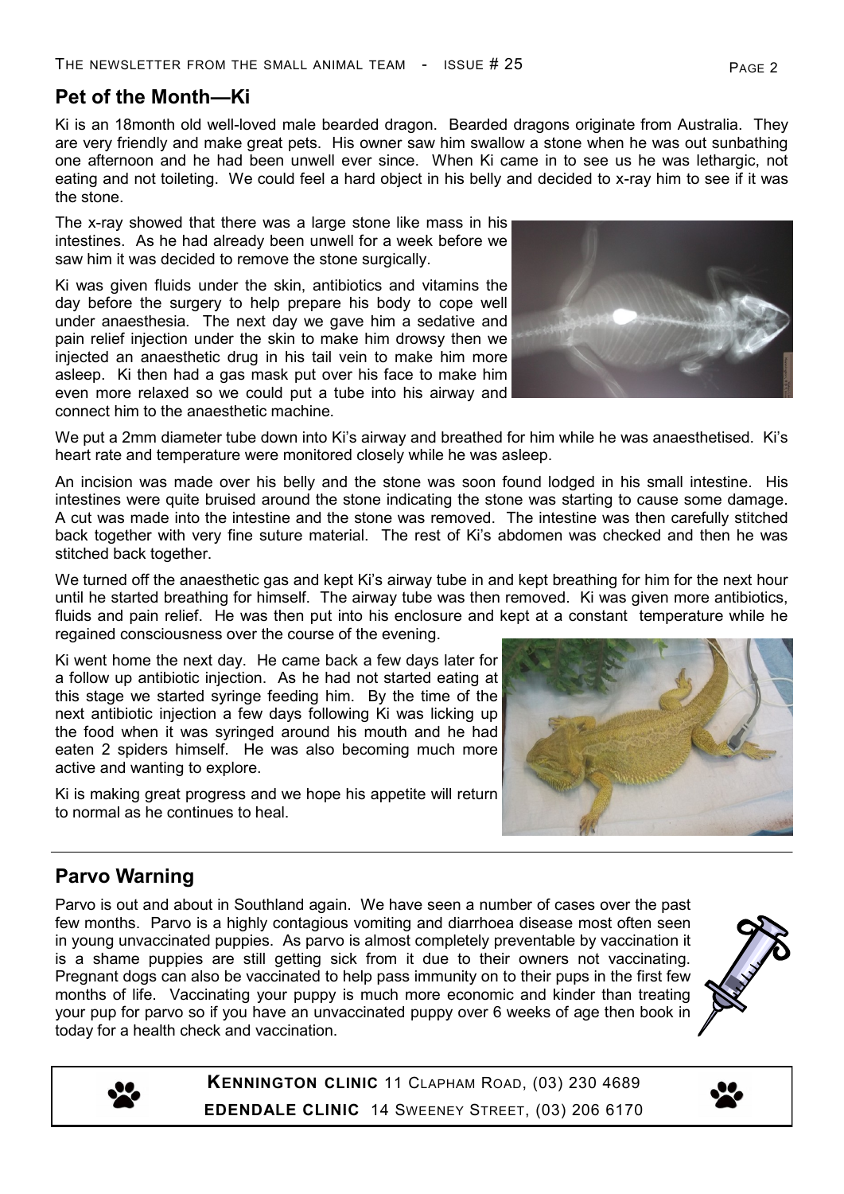## Pet of the Month—Ki

Ki is an 18month old well-loved male bearded dragon. Bearded dragons originate from Australia. They are very friendly and make great pets. His owner saw him swallow a stone when he was out sunbathing one afternoon and he had been unwell ever since. When Ki came in to see us he was lethargic, not eating and not toileting. We could feel a hard object in his belly and decided to x-ray him to see if it was the stone.

The x-ray showed that there was a large stone like mass in his intestines. As he had already been unwell for a week before we saw him it was decided to remove the stone surgically.

Ki was given fluids under the skin, antibiotics and vitamins the day before the surgery to help prepare his body to cope well under anaesthesia. The next day we gave him a sedative and pain relief injection under the skin to make him drowsy then we injected an anaesthetic drug in his tail vein to make him more asleep. Ki then had a gas mask put over his face to make him even more relaxed so we could put a tube into his airway and connect him to the anaesthetic machine.

We put a 2mm diameter tube down into Ki's airway and breathed for him while he was anaesthetised. Ki's heart rate and temperature were monitored closely while he was asleep.

An incision was made over his belly and the stone was soon found lodged in his small intestine. His intestines were quite bruised around the stone indicating the stone was starting to cause some damage. A cut was made into the intestine and the stone was removed. The intestine was then carefully stitched back together with very fine suture material. The rest of Ki's abdomen was checked and then he was stitched back together.

We turned off the anaesthetic gas and kept Ki's airway tube in and kept breathing for him for the next hour until he started breathing for himself. The airway tube was then removed. Ki was given more antibiotics, fluids and pain relief. He was then put into his enclosure and kept at a constant temperature while he regained consciousness over the course of the evening.

Ki went home the next day. He came back a few days later for a follow up antibiotic injection. As he had not started eating at this stage we started syringe feeding him. By the time of the next antibiotic injection a few days following Ki was licking up the food when it was syringed around his mouth and he had eaten 2 spiders himself. He was also becoming much more active and wanting to explore.

Ki is making great progress and we hope his appetite will return to normal as he continues to heal.

## Parvo Warning

Parvo is out and about in Southland again. We have seen a number of cases over the past few months. Parvo is a highly contagious vomiting and diarrhoea disease most often seen in young unvaccinated puppies. As parvo is almost completely preventable by vaccination it is a shame puppies are still getting sick from it due to their owners not vaccinating. Pregnant dogs can also be vaccinated to help pass immunity on to their pups in the first few months of life. Vaccinating your puppy is much more economic and kinder than treating your pup for parvo so if you have an unvaccinated puppy over 6 weeks of age then book in today for a health check and vaccination.

**KENNINGTON CLINIC** 11 CLAPHAM ROAD, (03) 230 4689

**EDENDALE CLINIC** 14 SWEENEY STREET, (03) 206 6170